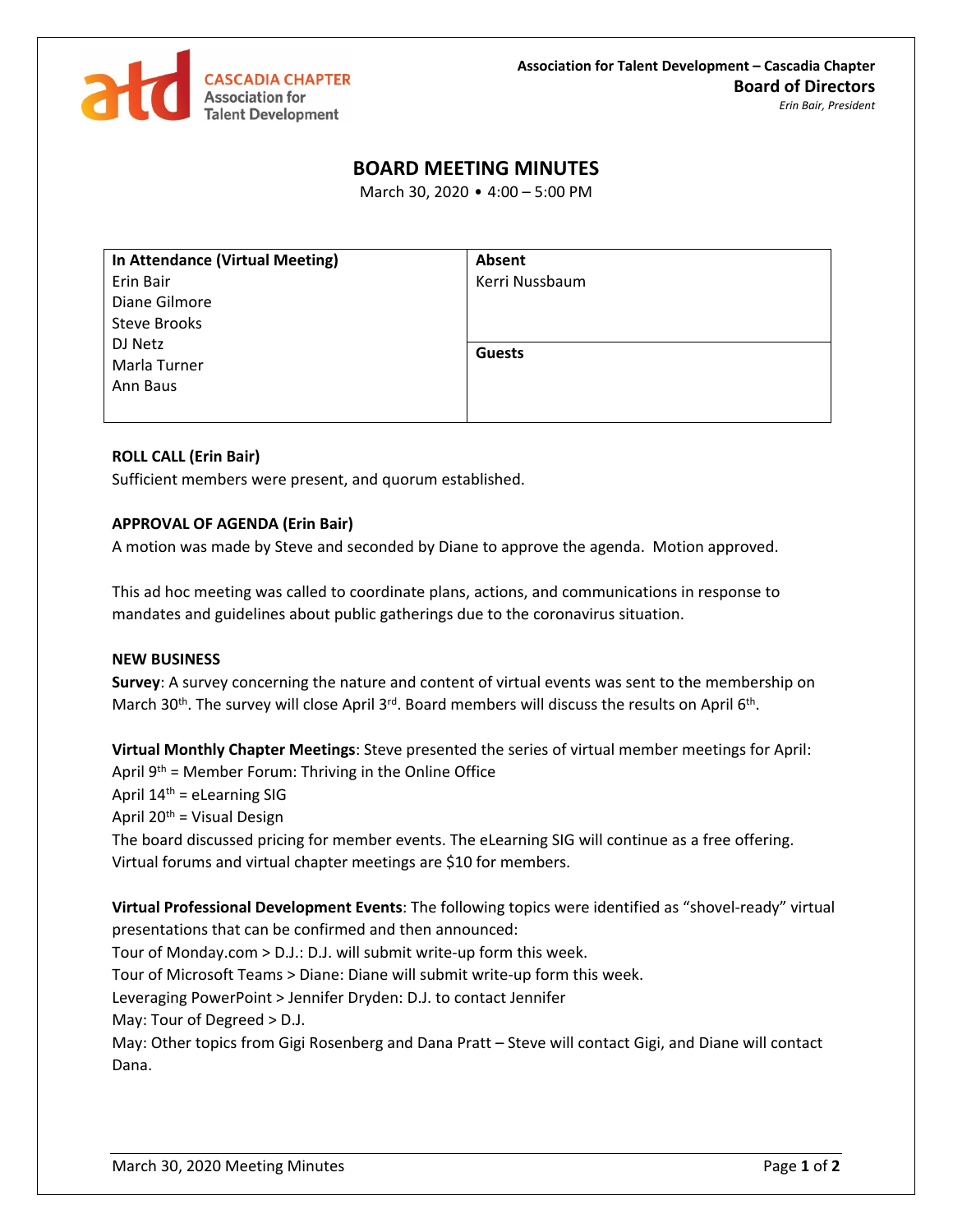**Association for Talent Development – Cascadia Chapter**
**Board of Directors**
*Erin Bair, President*

# BOARD MEETING MINUTES

March 30, 2020 • 4:00 – 5:00 PM

| In Attendance (Virtual Meeting) | Absent |
|---|---|
| Erin Bair<br>Diane Gilmore<br>Steve Brooks<br>DJ Netz<br>Marla Turner<br>Ann Baus | Kerri Nussbaum<br><br>**Guests** |

**ROLL CALL (Erin Bair)**

Sufficient members were present, and quorum established.

**APPROVAL OF AGENDA (Erin Bair)**

A motion was made by Steve and seconded by Diane to approve the agenda. Motion approved.

This ad hoc meeting was called to coordinate plans, actions, and communications in response to mandates and guidelines about public gatherings due to the coronavirus situation.

**NEW BUSINESS**

**Survey**: A survey concerning the nature and content of virtual events was sent to the membership on March 30th. The survey will close April 3rd. Board members will discuss the results on April 6th.

**Virtual Monthly Chapter Meetings**: Steve presented the series of virtual member meetings for April:
April 9th = Member Forum: Thriving in the Online Office
April 14th = eLearning SIG
April 20th = Visual Design
The board discussed pricing for member events. The eLearning SIG will continue as a free offering. Virtual forums and virtual chapter meetings are $10 for members.

**Virtual Professional Development Events**: The following topics were identified as "shovel-ready" virtual presentations that can be confirmed and then announced:
Tour of Monday.com > D.J.: D.J. will submit write-up form this week.
Tour of Microsoft Teams > Diane: Diane will submit write-up form this week.
Leveraging PowerPoint > Jennifer Dryden: D.J. to contact Jennifer
May: Tour of Degreed > D.J.
May: Other topics from Gigi Rosenberg and Dana Pratt – Steve will contact Gigi, and Diane will contact Dana.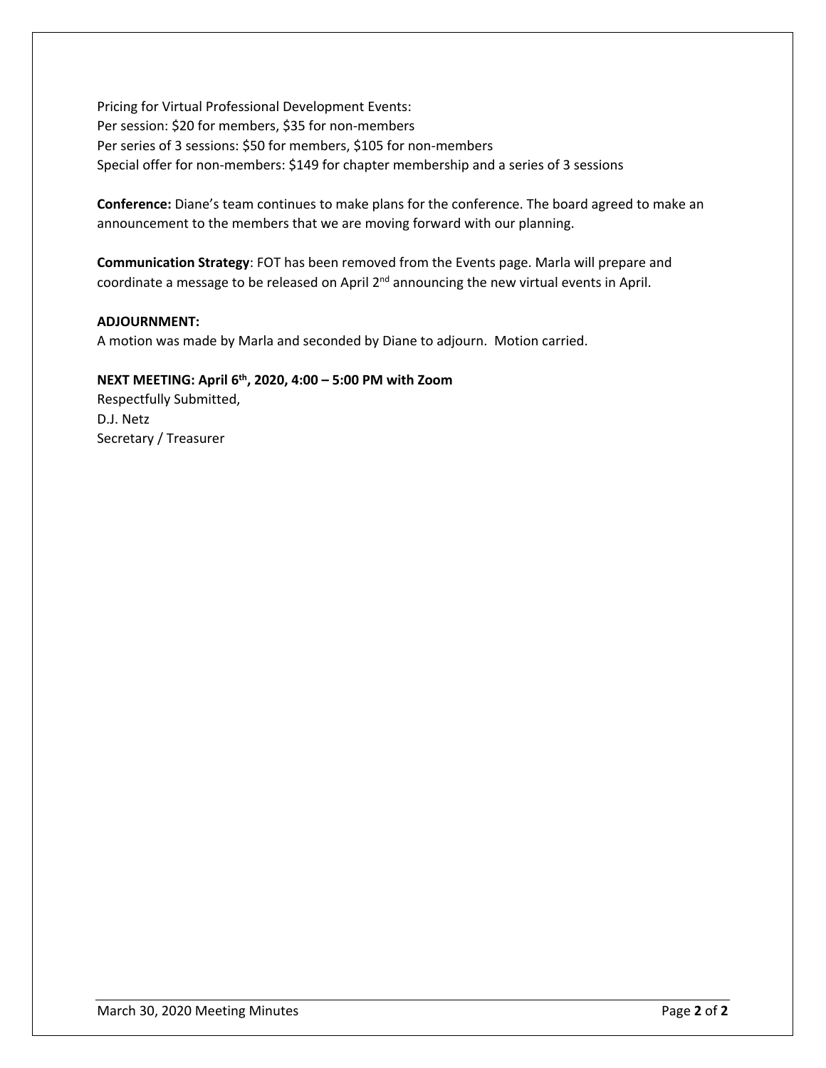Pricing for Virtual Professional Development Events:
Per session: $20 for members, $35 for non-members
Per series of 3 sessions: $50 for members, $105 for non-members
Special offer for non-members: $149 for chapter membership and a series of 3 sessions

**Conference:** Diane's team continues to make plans for the conference. The board agreed to make an announcement to the members that we are moving forward with our planning.

**Communication Strategy**: FOT has been removed from the Events page. Marla will prepare and coordinate a message to be released on April 2nd announcing the new virtual events in April.

**ADJOURNMENT:**
A motion was made by Marla and seconded by Diane to adjourn. Motion carried.

**NEXT MEETING: April 6th, 2020, 4:00 – 5:00 PM with Zoom**
Respectfully Submitted,
D.J. Netz
Secretary / Treasurer